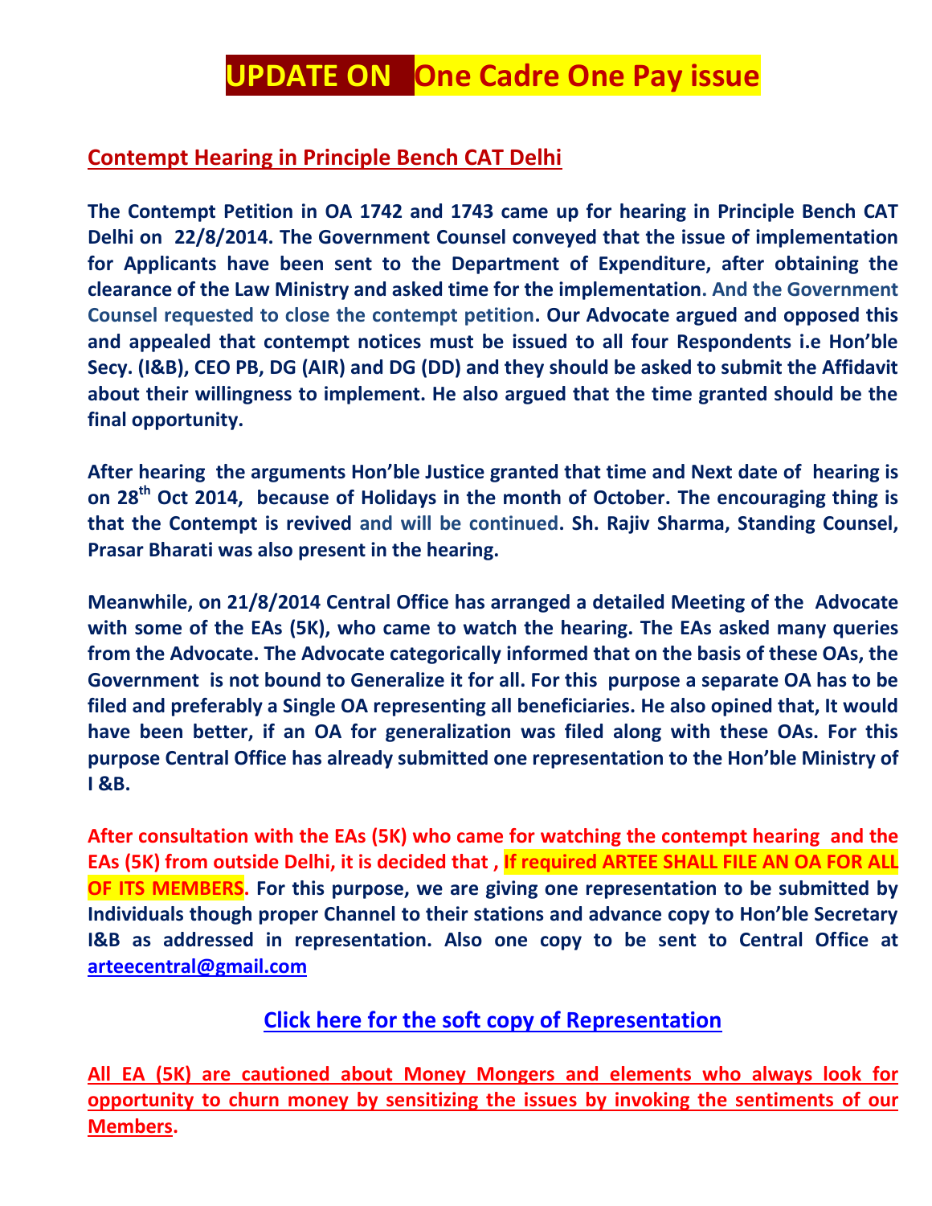# UPDATE ON One Cadre One Pay issue

## Contempt Hearing in Principle Bench CAT Delhi

**The Contempt Petition in OA 1742 and 1743 came up for hearing in Principle Bench CAT Delhi on 22/8/2014. The Government Counsel conveyed that the issue of implementation for Applicants have been sent to the Department of Expenditure, after obtaining the clearance of the Law Ministry and asked time for the implementation. And the Government Counsel requested to close the contempt petition. Our Advocate argued and opposed this and appealed that contempt notices must be issued to all four Respondents i.e Hon'ble Secy. (I&B), CEO PB, DG (AIR) and DG (DD) and they should be asked to submit the Affidavit about their willingness to implement. He also argued that the time granted should be the final opportunity.**

**After hearing the arguments Hon'ble Justice granted that time and Next date of hearing is on 28th Oct 2014, because of Holidays in the month of October. The encouraging thing is that the Contempt is revived and will be continued. Sh. Rajiv Sharma, Standing Counsel, Prasar Bharati was also present in the hearing.**

**Meanwhile, on 21/8/2014 Central Office has arranged a detailed Meeting of the Advocate with some of the EAs (5K), who came to watch the hearing. The EAs asked many queries from the Advocate. The Advocate categorically informed that on the basis of these OAs, the Government is not bound to Generalize it for all. For this purpose a separate OA has to be filed and preferably a Single OA representing all beneficiaries. He also opined that, It would have been better, if an OA for generalization was filed along with these OAs. For this purpose Central Office has already submitted one representation to the Hon'ble Ministry of I &B.**

**After consultation with the EAs (5K) who came for watching the contempt hearing and the EAs (5K) from outside Delhi, it is decided that , If required ARTEE SHALL FILE AN OA FOR ALL OF ITS MEMBERS. For this purpose, we are giving one representation to be submitted by Individuals though proper Channel to their stations and advance copy to Hon'ble Secretary I&B as addressed in representation. Also one copy to be sent to Central Office at arteecentral@gmail.com**

**Click here for the soft copy of Representation**

**All EA (5K) are cautioned about Money Mongers and elements who always look for opportunity to churn money by sensitizing the issues by invoking the sentiments of our Members.**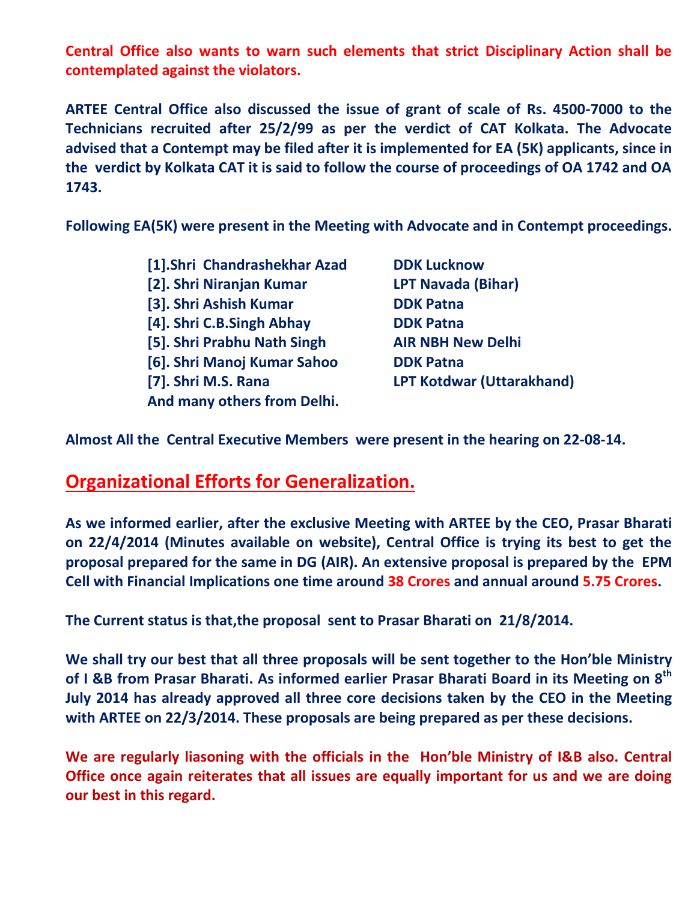**Central Office also wants to warn such elements that strict Disciplinary Action shall be contemplated against the violators.**

**ARTEE Central Office also discussed the issue of grant of scale of Rs. 4500-7000 to the Technicians recruited after 25/2/99 as per the verdict of CAT Kolkata. The Advocate advised that a Contempt may be filed after it is implemented for EA (5K) applicants, since in the verdict by Kolkata CAT it is said to follow the course of proceedings of OA 1742 and OA 1743.**

**Following EA(5K) were present in the Meeting with Advocate and in Contempt proceedings.**

| | |
|---|---|
| [1].Shri Chandrashekhar Azad | DDK Lucknow |
| [2]. Shri Niranjan Kumar | LPT Navada (Bihar) |
| [3]. Shri Ashish Kumar | DDK Patna |
| [4]. Shri C.B.Singh Abhay | DDK Patna |
| [5]. Shri Prabhu Nath Singh | AIR NBH New Delhi |
| [6]. Shri Manoj Kumar Sahoo | DDK Patna |
| [7]. Shri M.S. Rana | LPT Kotdwar (Uttarakhand) |
| And many others from Delhi. | |

**Almost All the Central Executive Members were present in the hearing on 22-08-14.**

## Organizational Efforts for Generalization.

**As we informed earlier, after the exclusive Meeting with ARTEE by the CEO, Prasar Bharati on 22/4/2014 (Minutes available on website), Central Office is trying its best to get the proposal prepared for the same in DG (AIR). An extensive proposal is prepared by the EPM Cell with Financial Implications one time around 38 Crores and annual around 5.75 Crores.**

**The Current status is that,the proposal sent to Prasar Bharati on 21/8/2014.**

**We shall try our best that all three proposals will be sent together to the Hon'ble Ministry of I &B from Prasar Bharati. As informed earlier Prasar Bharati Board in its Meeting on 8th July 2014 has already approved all three core decisions taken by the CEO in the Meeting with ARTEE on 22/3/2014. These proposals are being prepared as per these decisions.**

**We are regularly liasoning with the officials in the Hon'ble Ministry of I&B also. Central Office once again reiterates that all issues are equally important for us and we are doing our best in this regard.**